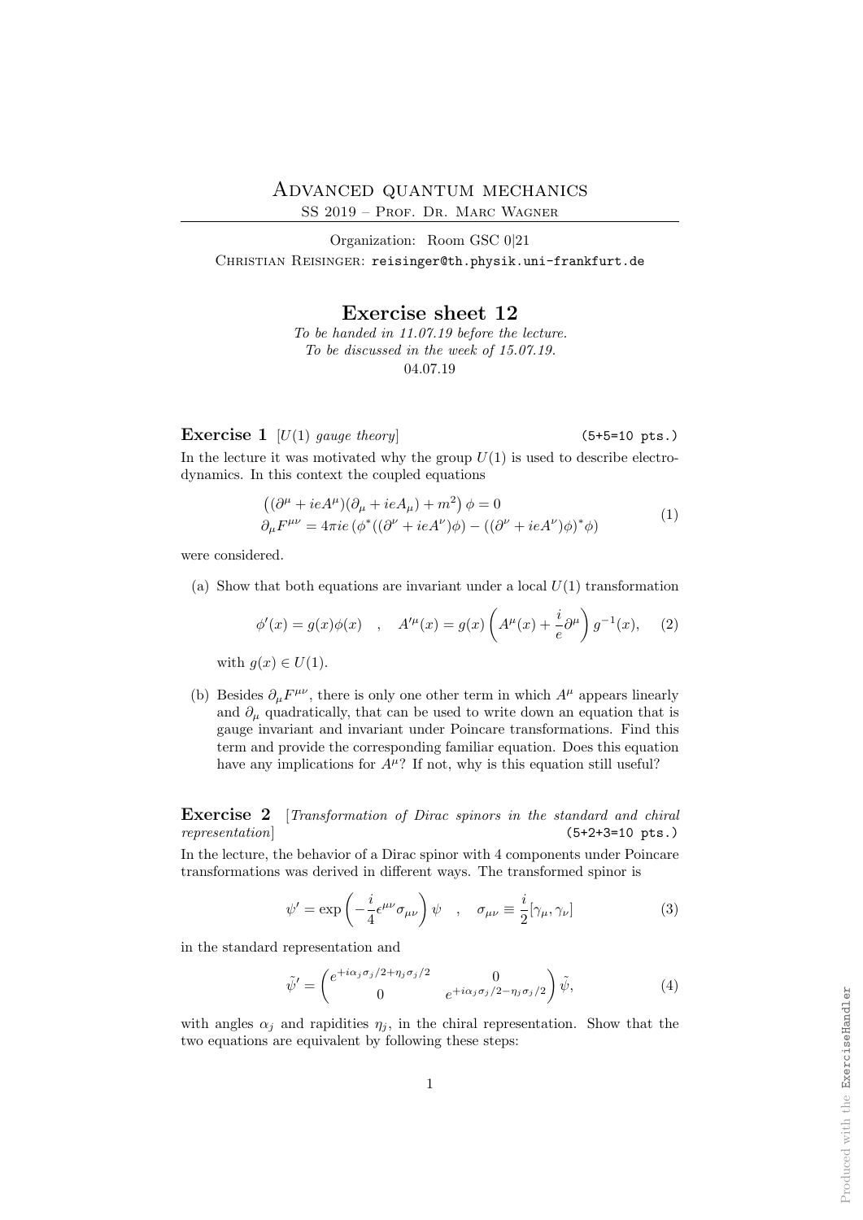# Advanced quantum mechanics

SS 2019 – Prof. Dr. Marc Wagner

Organization: Room GSC 0|21

Christian Reisinger: reisinger@th.physik.uni-frankfurt.de

## Exercise sheet 12

*To be handed in 11.07.19 before the lecture.*
*To be discussed in the week of 15.07.19.*
04.07.19

**Exercise 1** [*$U(1)$ gauge theory*] (5+5=10 pts.)

In the lecture it was motivated why the group $U(1)$ is used to describe electrodynamics. In this context the coupled equations

$$\begin{aligned} &\left((\partial^\mu + ieA^\mu)(\partial_\mu + ieA_\mu) + m^2\right)\phi = 0 \\ &\partial_\mu F^{\mu\nu} = 4\pi ie\left(\phi^*((\partial^\nu + ieA^\nu)\phi) - ((\partial^\nu + ieA^\nu)\phi)^*\phi\right) \end{aligned} \tag{1}$$

were considered.

(a) Show that both equations are invariant under a local $U(1)$ transformation

$$\phi'(x) = g(x)\phi(x) \quad , \quad A'^\mu(x) = g(x)\left(A^\mu(x) + \frac{i}{e}\partial^\mu\right)g^{-1}(x), \tag{2}$$

with $g(x) \in U(1)$.

(b) Besides $\partial_\mu F^{\mu\nu}$, there is only one other term in which $A^\mu$ appears linearly and $\partial_\mu$ quadratically, that can be used to write down an equation that is gauge invariant and invariant under Poincare transformations. Find this term and provide the corresponding familiar equation. Does this equation have any implications for $A^\mu$? If not, why is this equation still useful?

**Exercise 2** [*Transformation of Dirac spinors in the standard and chiral representation*] (5+2+3=10 pts.)

In the lecture, the behavior of a Dirac spinor with 4 components under Poincare transformations was derived in different ways. The transformed spinor is

$$\psi' = \exp\left(-\frac{i}{4}\epsilon^{\mu\nu}\sigma_{\mu\nu}\right)\psi \quad , \quad \sigma_{\mu\nu} \equiv \frac{i}{2}[\gamma_\mu, \gamma_\nu] \tag{3}$$

in the standard representation and

$$\tilde{\psi}' = \begin{pmatrix} e^{+i\alpha_j\sigma_j/2 + \eta_j\sigma_j/2} & 0 \\ 0 & e^{+i\alpha_j\sigma_j/2 - \eta_j\sigma_j/2} \end{pmatrix}\tilde{\psi}, \tag{4}$$

with angles $\alpha_j$ and rapidities $\eta_j$, in the chiral representation. Show that the two equations are equivalent by following these steps: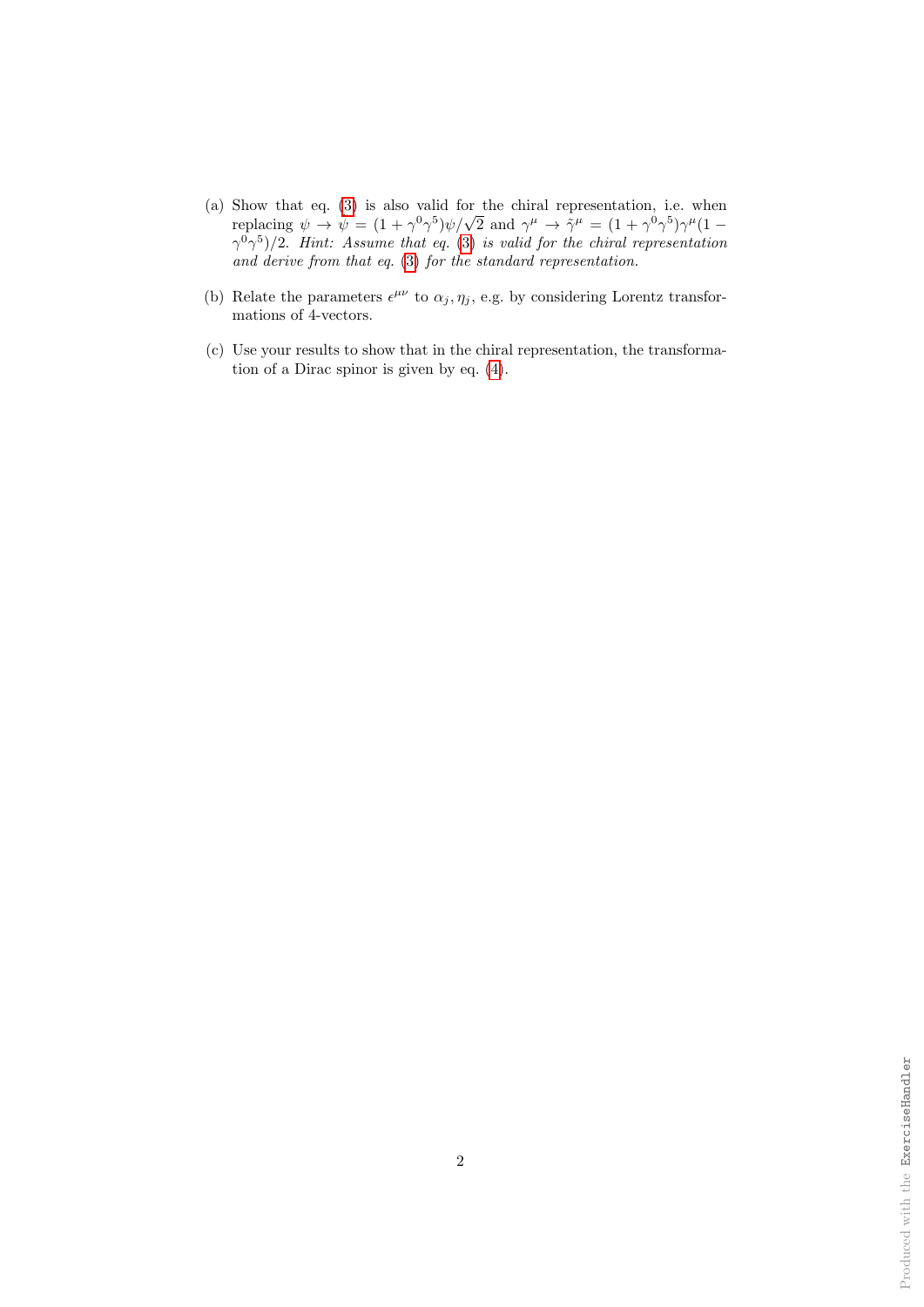(a) Show that eq. (3) is also valid for the chiral representation, i.e. when replacing $\psi \to \tilde{\psi} = (1 + \gamma^0\gamma^5)\psi/\sqrt{2}$ and $\gamma^\mu \to \tilde{\gamma}^\mu = (1 + \gamma^0\gamma^5)\gamma^\mu(1 - \gamma^0\gamma^5)/2$. *Hint: Assume that eq. (3) is valid for the chiral representation and derive from that eq. (3) for the standard representation.*

(b) Relate the parameters $\epsilon^{\mu\nu}$ to $\alpha_j, \eta_j$, e.g. by considering Lorentz transformations of 4-vectors.

(c) Use your results to show that in the chiral representation, the transformation of a Dirac spinor is given by eq. (4).